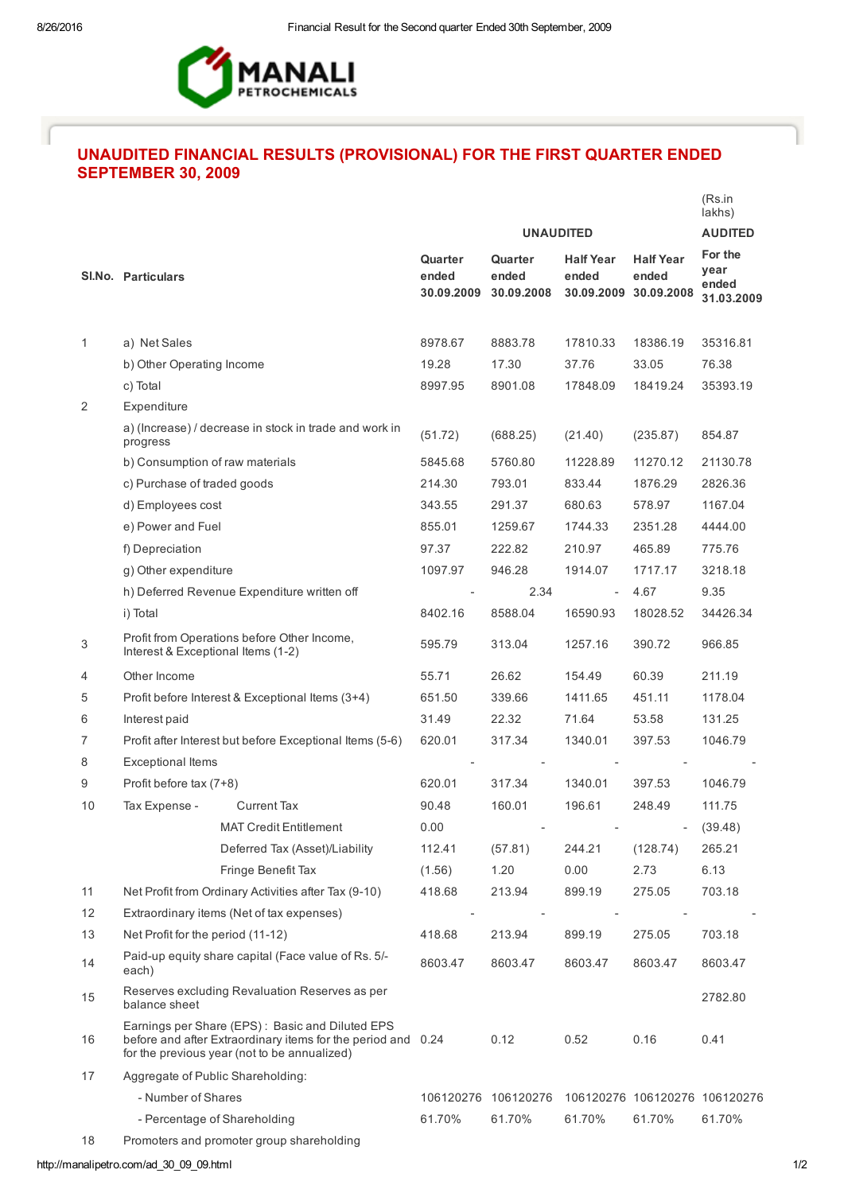MANALI PETROCHEMICALS

## UNAUDITED FINANCIAL RESULTS (PROVISIONAL) FOR THE FIRST QUARTER ENDED SEPTEMBER 30, 2009

(Rs.in lakhs)

| Sl.No. | Particulars | | UNAUDITED | | | | AUDITED |
|---|---|---|---|---|---|---|---|
| | | | Quarter ended 30.09.2009 | Quarter ended 30.09.2008 | Half Year ended 30.09.2009 | Half Year ended 30.09.2008 | For the year ended 31.03.2009 |
| 1 | a) Net Sales | | 8978.67 | 8883.78 | 17810.33 | 18386.19 | 35316.81 |
| | b) Other Operating Income | | 19.28 | 17.30 | 37.76 | 33.05 | 76.38 |
| | c) Total | | 8997.95 | 8901.08 | 17848.09 | 18419.24 | 35393.19 |
| 2 | Expenditure | | | | | | |
| | a) (Increase) / decrease in stock in trade and work in progress | | (51.72) | (688.25) | (21.40) | (235.87) | 854.87 |
| | b) Consumption of raw materials | | 5845.68 | 5760.80 | 11228.89 | 11270.12 | 21130.78 |
| | c) Purchase of traded goods | | 214.30 | 793.01 | 833.44 | 1876.29 | 2826.36 |
| | d) Employees cost | | 343.55 | 291.37 | 680.63 | 578.97 | 1167.04 |
| | e) Power and Fuel | | 855.01 | 1259.67 | 1744.33 | 2351.28 | 4444.00 |
| | f) Depreciation | | 97.37 | 222.82 | 210.97 | 465.89 | 775.76 |
| | g) Other expenditure | | 1097.97 | 946.28 | 1914.07 | 1717.17 | 3218.18 |
| | h) Deferred Revenue Expenditure written off | | - | 2.34 | - | 4.67 | 9.35 |
| | i) Total | | 8402.16 | 8588.04 | 16590.93 | 18028.52 | 34426.34 |
| 3 | Profit from Operations before Other Income, Interest & Exceptional Items (1-2) | | 595.79 | 313.04 | 1257.16 | 390.72 | 966.85 |
| 4 | Other Income | | 55.71 | 26.62 | 154.49 | 60.39 | 211.19 |
| 5 | Profit before Interest & Exceptional Items (3+4) | | 651.50 | 339.66 | 1411.65 | 451.11 | 1178.04 |
| 6 | Interest paid | | 31.49 | 22.32 | 71.64 | 53.58 | 131.25 |
| 7 | Profit after Interest but before Exceptional Items (5-6) | | 620.01 | 317.34 | 1340.01 | 397.53 | 1046.79 |
| 8 | Exceptional Items | | - | - | - | - | - |
| 9 | Profit before tax (7+8) | | 620.01 | 317.34 | 1340.01 | 397.53 | 1046.79 |
| 10 | Tax Expense - | Current Tax | 90.48 | 160.01 | 196.61 | 248.49 | 111.75 |
| | | MAT Credit Entitlement | 0.00 | - | - | - | (39.48) |
| | | Deferred Tax (Asset)/Liability | 112.41 | (57.81) | 244.21 | (128.74) | 265.21 |
| | | Fringe Benefit Tax | (1.56) | 1.20 | 0.00 | 2.73 | 6.13 |
| 11 | Net Profit from Ordinary Activities after Tax (9-10) | | 418.68 | 213.94 | 899.19 | 275.05 | 703.18 |
| 12 | Extraordinary items (Net of tax expenses) | | - | - | - | - | - |
| 13 | Net Profit for the period (11-12) | | 418.68 | 213.94 | 899.19 | 275.05 | 703.18 |
| 14 | Paid-up equity share capital (Face value of Rs. 5/- each) | | 8603.47 | 8603.47 | 8603.47 | 8603.47 | 8603.47 |
| 15 | Reserves excluding Revaluation Reserves as per balance sheet | | | | | | 2782.80 |
| 16 | Earnings per Share (EPS) : Basic and Diluted EPS before and after Extraordinary items for the period and for the previous year (not to be annualized) | | 0.24 | 0.12 | 0.52 | 0.16 | 0.41 |
| 17 | Aggregate of Public Shareholding: | | | | | | |
| | - Number of Shares | | 106120276 | 106120276 | 106120276 | 106120276 | 106120276 |
| | - Percentage of Shareholding | | 61.70% | 61.70% | 61.70% | 61.70% | 61.70% |
| 18 | Promoters and promoter group shareholding | | | | | | |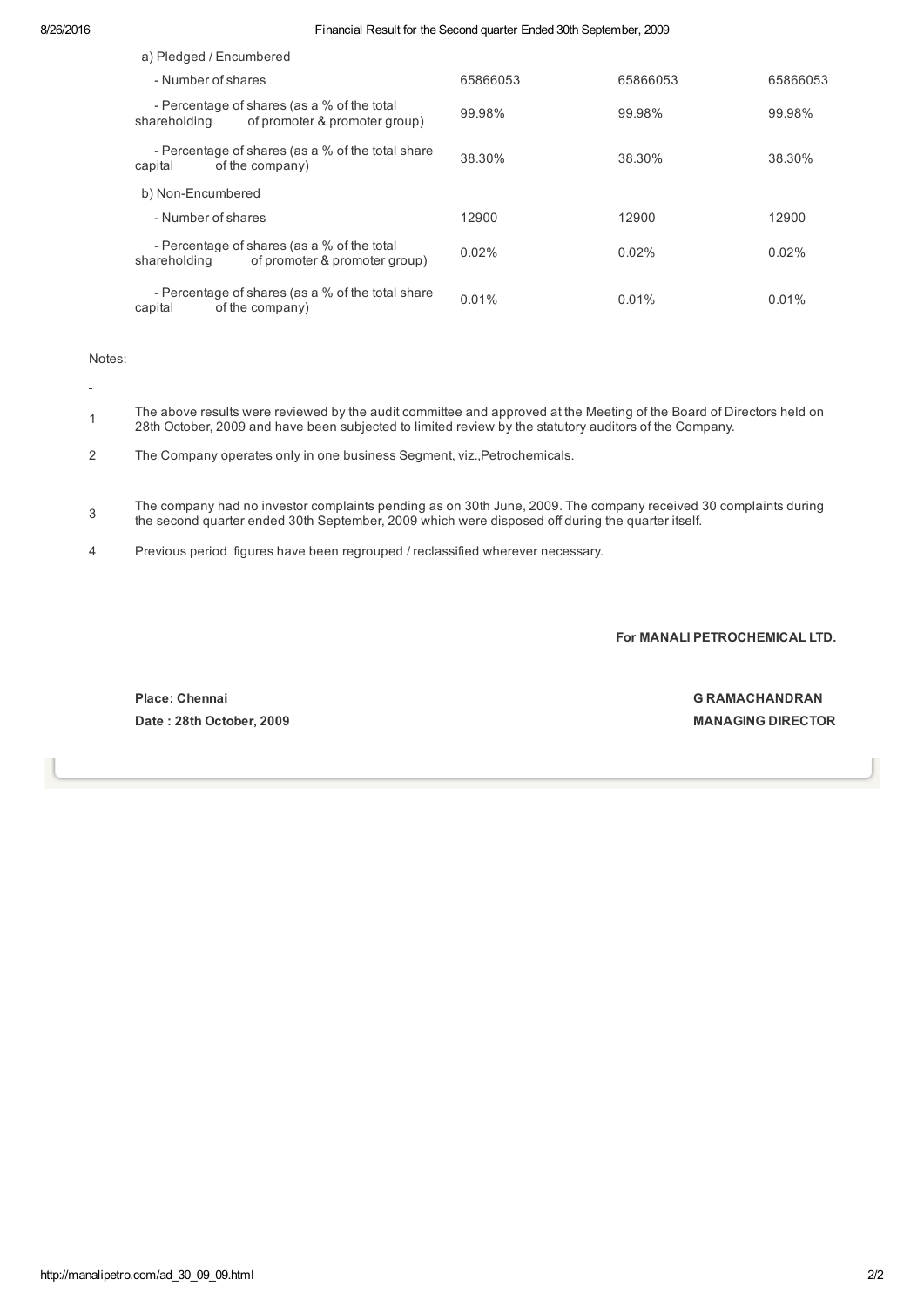| | | | |
|---|---|---|---|
| a) Pledged / Encumbered | | | |
| - Number of shares | 65866053 | 65866053 | 65866053 |
| - Percentage of shares (as a % of the total shareholding of promoter & promoter group) | 99.98% | 99.98% | 99.98% |
| - Percentage of shares (as a % of the total share capital of the company) | 38.30% | 38.30% | 38.30% |
| b) Non-Encumbered | | | |
| - Number of shares | 12900 | 12900 | 12900 |
| - Percentage of shares (as a % of the total shareholding of promoter & promoter group) | 0.02% | 0.02% | 0.02% |
| - Percentage of shares (as a % of the total share capital of the company) | 0.01% | 0.01% | 0.01% |

Notes:

-

1. The above results were reviewed by the audit committee and approved at the Meeting of the Board of Directors held on 28th October, 2009 and have been subjected to limited review by the statutory auditors of the Company.
2. The Company operates only in one business Segment, viz.,Petrochemicals.
3. The company had no investor complaints pending as on 30th June, 2009. The company received 30 complaints during the second quarter ended 30th September, 2009 which were disposed off during the quarter itself.
4. Previous period figures have been regrouped / reclassified wherever necessary.

**For MANALI PETROCHEMICAL LTD.**

**Place: Chennai**

**Date : 28th October, 2009**

**G RAMACHANDRAN**

**MANAGING DIRECTOR**